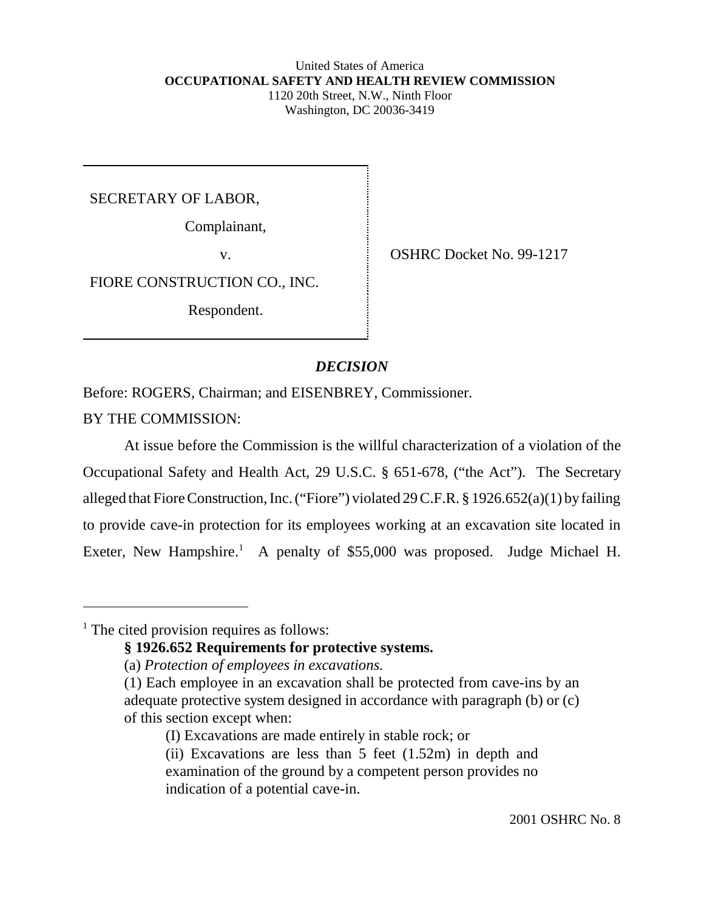United States of America
**OCCUPATIONAL SAFETY AND HEALTH REVIEW COMMISSION**
1120 20th Street, N.W., Ninth Floor
Washington, DC 20036-3419

| | |
|---|---|
| SECRETARY OF LABOR,<br>Complainant,<br>v.<br>FIORE CONSTRUCTION CO., INC.<br>Respondent. | OSHRC Docket No. 99-1217 |

## *DECISION*

Before: ROGERS, Chairman; and EISENBREY, Commissioner.

BY THE COMMISSION:

At issue before the Commission is the willful characterization of a violation of the Occupational Safety and Health Act, 29 U.S.C. § 651-678, ("the Act"). The Secretary alleged that Fiore Construction, Inc. ("Fiore") violated 29 C.F.R. § 1926.652(a)(1) by failing to provide cave-in protection for its employees working at an excavation site located in Exeter, New Hampshire.[1] A penalty of $55,000 was proposed. Judge Michael H.

---

[1] The cited provision requires as follows:

> **§ 1926.652 Requirements for protective systems.**
>
> (a) *Protection of employees in excavations.*
>
> (1) Each employee in an excavation shall be protected from cave-ins by an adequate protective system designed in accordance with paragraph (b) or (c) of this section except when:
>
> > (I) Excavations are made entirely in stable rock; or
> >
> > (ii) Excavations are less than 5 feet (1.52m) in depth and examination of the ground by a competent person provides no indication of a potential cave-in.

2001 OSHRC No. 8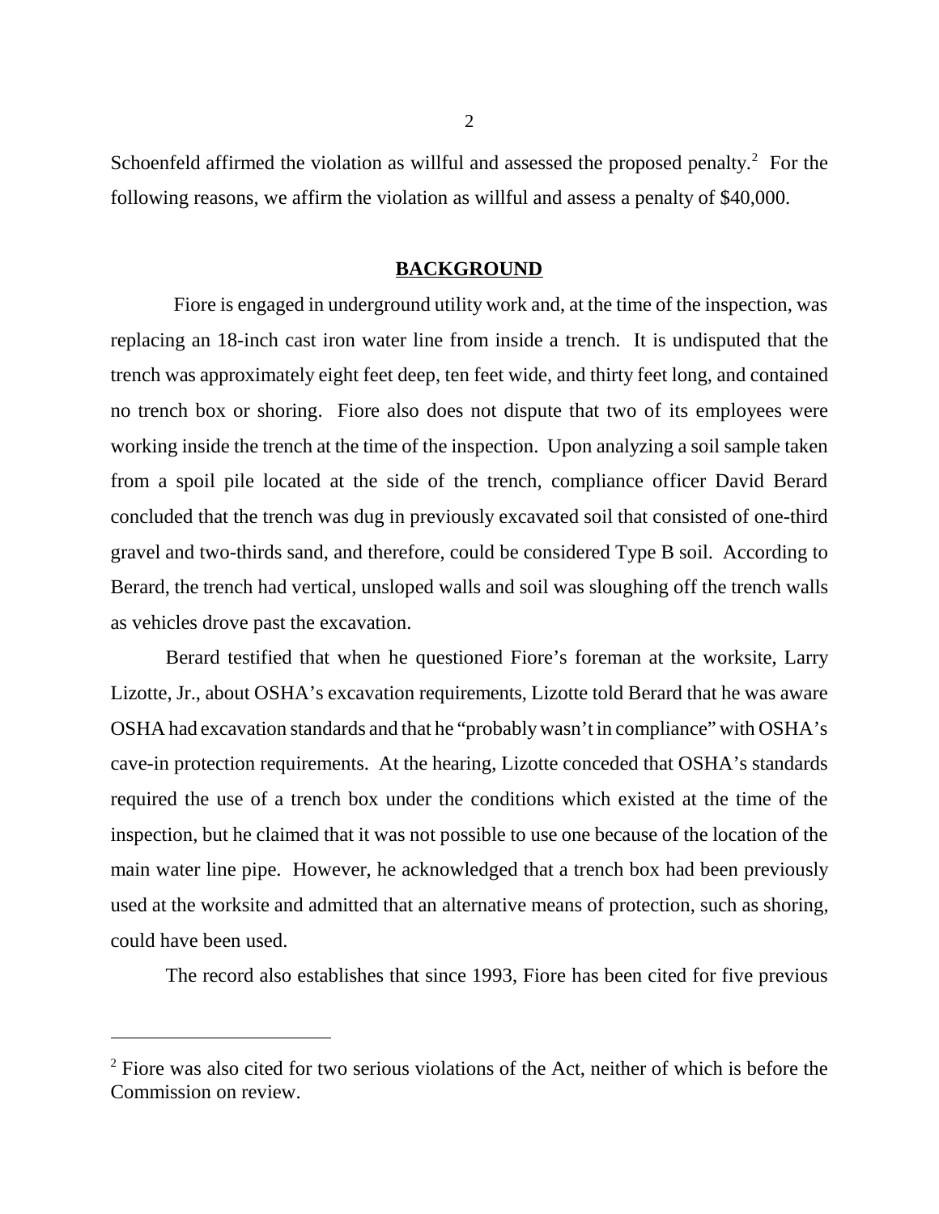Schoenfeld affirmed the violation as willful and assessed the proposed penalty.[2] For the following reasons, we affirm the violation as willful and assess a penalty of $40,000.

## BACKGROUND

Fiore is engaged in underground utility work and, at the time of the inspection, was replacing an 18-inch cast iron water line from inside a trench. It is undisputed that the trench was approximately eight feet deep, ten feet wide, and thirty feet long, and contained no trench box or shoring. Fiore also does not dispute that two of its employees were working inside the trench at the time of the inspection. Upon analyzing a soil sample taken from a spoil pile located at the side of the trench, compliance officer David Berard concluded that the trench was dug in previously excavated soil that consisted of one-third gravel and two-thirds sand, and therefore, could be considered Type B soil. According to Berard, the trench had vertical, unsloped walls and soil was sloughing off the trench walls as vehicles drove past the excavation.

Berard testified that when he questioned Fiore's foreman at the worksite, Larry Lizotte, Jr., about OSHA's excavation requirements, Lizotte told Berard that he was aware OSHA had excavation standards and that he "probably wasn't in compliance" with OSHA's cave-in protection requirements. At the hearing, Lizotte conceded that OSHA's standards required the use of a trench box under the conditions which existed at the time of the inspection, but he claimed that it was not possible to use one because of the location of the main water line pipe. However, he acknowledged that a trench box had been previously used at the worksite and admitted that an alternative means of protection, such as shoring, could have been used.

The record also establishes that since 1993, Fiore has been cited for five previous

[2] Fiore was also cited for two serious violations of the Act, neither of which is before the Commission on review.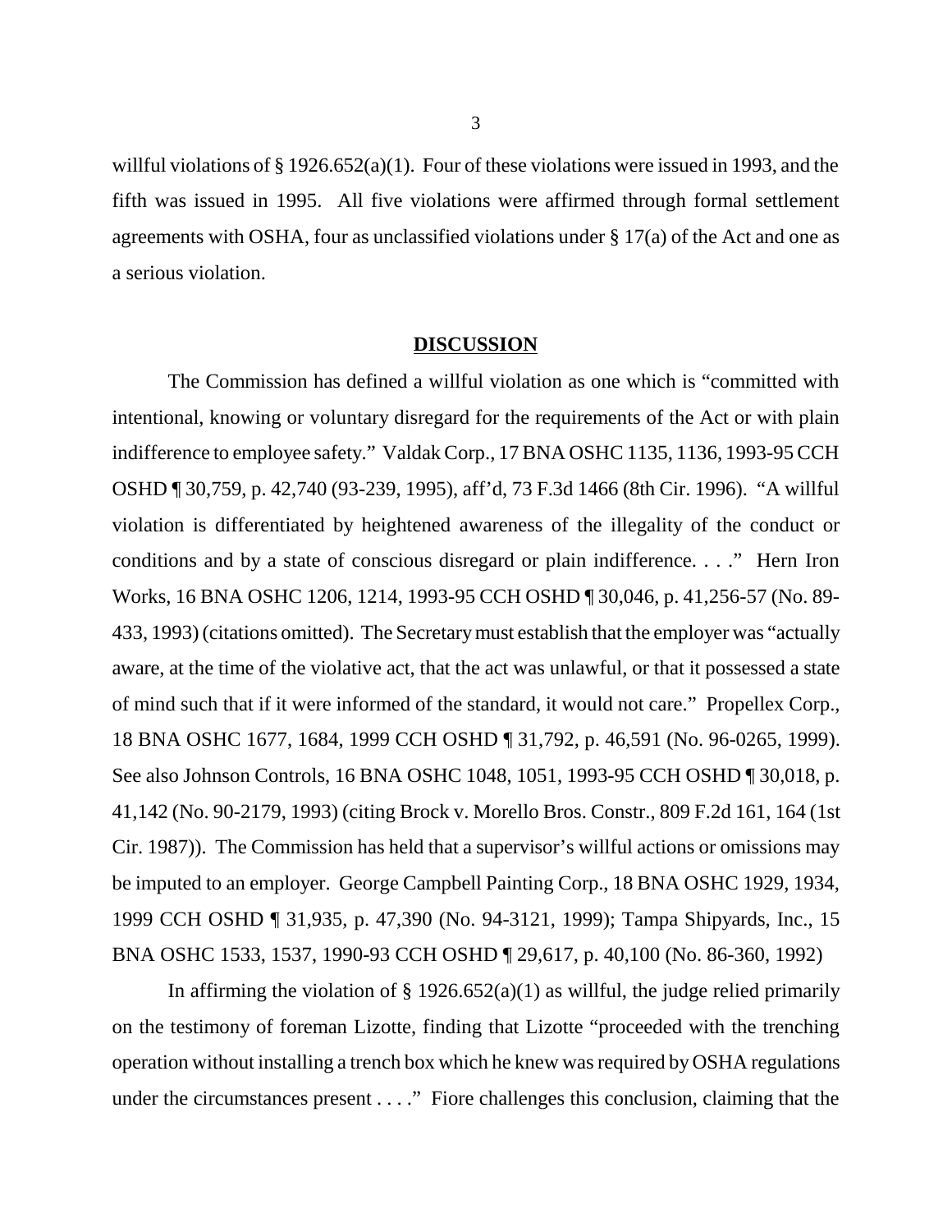willful violations of § 1926.652(a)(1). Four of these violations were issued in 1993, and the fifth was issued in 1995. All five violations were affirmed through formal settlement agreements with OSHA, four as unclassified violations under § 17(a) of the Act and one as a serious violation.

## DISCUSSION

The Commission has defined a willful violation as one which is "committed with intentional, knowing or voluntary disregard for the requirements of the Act or with plain indifference to employee safety." Valdak Corp., 17 BNA OSHC 1135, 1136, 1993-95 CCH OSHD ¶ 30,759, p. 42,740 (93-239, 1995), aff'd, 73 F.3d 1466 (8th Cir. 1996). "A willful violation is differentiated by heightened awareness of the illegality of the conduct or conditions and by a state of conscious disregard or plain indifference. . . ." Hern Iron Works, 16 BNA OSHC 1206, 1214, 1993-95 CCH OSHD ¶ 30,046, p. 41,256-57 (No. 89-433, 1993) (citations omitted). The Secretary must establish that the employer was "actually aware, at the time of the violative act, that the act was unlawful, or that it possessed a state of mind such that if it were informed of the standard, it would not care." Propellex Corp., 18 BNA OSHC 1677, 1684, 1999 CCH OSHD ¶ 31,792, p. 46,591 (No. 96-0265, 1999). See also Johnson Controls, 16 BNA OSHC 1048, 1051, 1993-95 CCH OSHD ¶ 30,018, p. 41,142 (No. 90-2179, 1993) (citing Brock v. Morello Bros. Constr., 809 F.2d 161, 164 (1st Cir. 1987)). The Commission has held that a supervisor's willful actions or omissions may be imputed to an employer. George Campbell Painting Corp., 18 BNA OSHC 1929, 1934, 1999 CCH OSHD ¶ 31,935, p. 47,390 (No. 94-3121, 1999); Tampa Shipyards, Inc., 15 BNA OSHC 1533, 1537, 1990-93 CCH OSHD ¶ 29,617, p. 40,100 (No. 86-360, 1992)

In affirming the violation of § 1926.652(a)(1) as willful, the judge relied primarily on the testimony of foreman Lizotte, finding that Lizotte "proceeded with the trenching operation without installing a trench box which he knew was required by OSHA regulations under the circumstances present . . . ." Fiore challenges this conclusion, claiming that the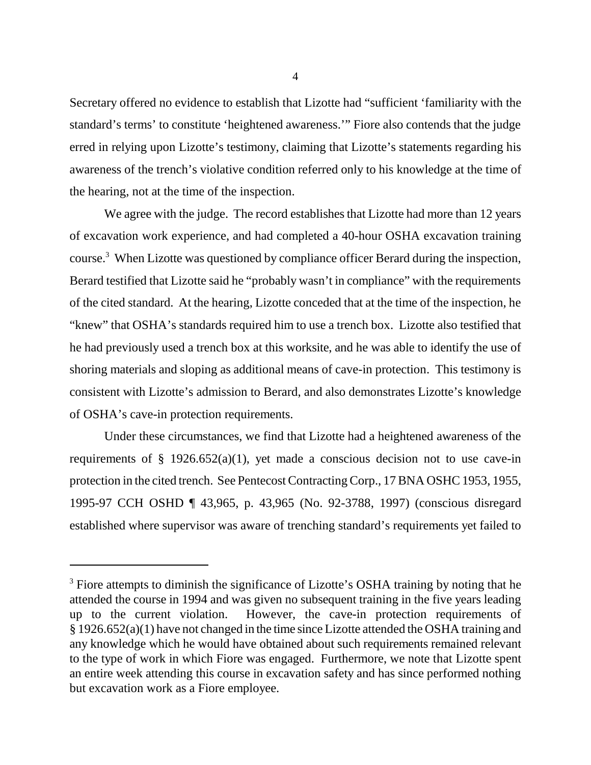Secretary offered no evidence to establish that Lizotte had "sufficient 'familiarity with the standard's terms' to constitute 'heightened awareness.'" Fiore also contends that the judge erred in relying upon Lizotte's testimony, claiming that Lizotte's statements regarding his awareness of the trench's violative condition referred only to his knowledge at the time of the hearing, not at the time of the inspection.

We agree with the judge. The record establishes that Lizotte had more than 12 years of excavation work experience, and had completed a 40-hour OSHA excavation training course.[3] When Lizotte was questioned by compliance officer Berard during the inspection, Berard testified that Lizotte said he "probably wasn't in compliance" with the requirements of the cited standard. At the hearing, Lizotte conceded that at the time of the inspection, he "knew" that OSHA's standards required him to use a trench box. Lizotte also testified that he had previously used a trench box at this worksite, and he was able to identify the use of shoring materials and sloping as additional means of cave-in protection. This testimony is consistent with Lizotte's admission to Berard, and also demonstrates Lizotte's knowledge of OSHA's cave-in protection requirements.

Under these circumstances, we find that Lizotte had a heightened awareness of the requirements of § 1926.652(a)(1), yet made a conscious decision not to use cave-in protection in the cited trench. See Pentecost Contracting Corp., 17 BNA OSHC 1953, 1955, 1995-97 CCH OSHD ¶ 43,965, p. 43,965 (No. 92-3788, 1997) (conscious disregard established where supervisor was aware of trenching standard's requirements yet failed to

---

[3] Fiore attempts to diminish the significance of Lizotte's OSHA training by noting that he attended the course in 1994 and was given no subsequent training in the five years leading up to the current violation. However, the cave-in protection requirements of § 1926.652(a)(1) have not changed in the time since Lizotte attended the OSHA training and any knowledge which he would have obtained about such requirements remained relevant to the type of work in which Fiore was engaged. Furthermore, we note that Lizotte spent an entire week attending this course in excavation safety and has since performed nothing but excavation work as a Fiore employee.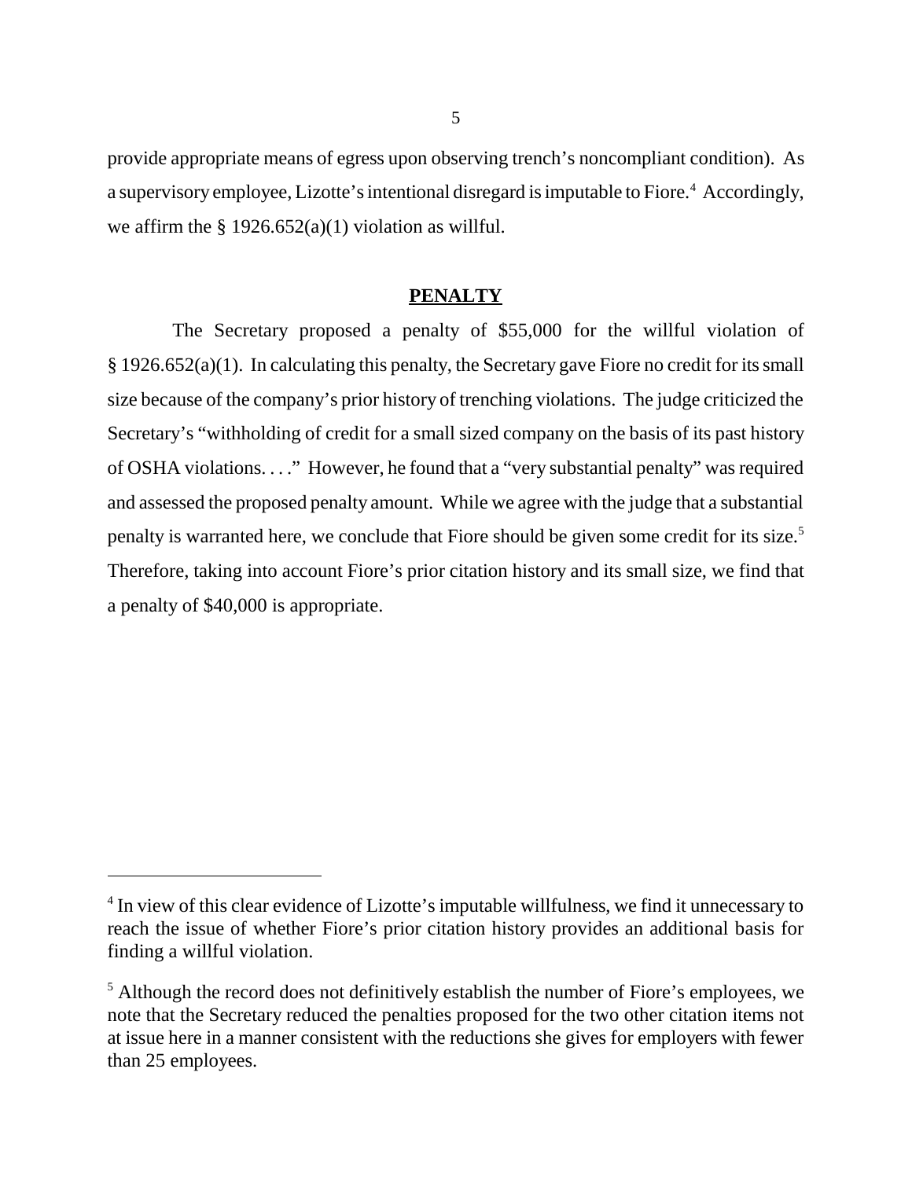provide appropriate means of egress upon observing trench's noncompliant condition). As a supervisory employee, Lizotte's intentional disregard is imputable to Fiore.[4] Accordingly, we affirm the § 1926.652(a)(1) violation as willful.

## PENALTY

The Secretary proposed a penalty of $55,000 for the willful violation of § 1926.652(a)(1). In calculating this penalty, the Secretary gave Fiore no credit for its small size because of the company's prior history of trenching violations. The judge criticized the Secretary's "withholding of credit for a small sized company on the basis of its past history of OSHA violations. . . ." However, he found that a "very substantial penalty" was required and assessed the proposed penalty amount. While we agree with the judge that a substantial penalty is warranted here, we conclude that Fiore should be given some credit for its size.[5] Therefore, taking into account Fiore's prior citation history and its small size, we find that a penalty of $40,000 is appropriate.

---

[4] In view of this clear evidence of Lizotte's imputable willfulness, we find it unnecessary to reach the issue of whether Fiore's prior citation history provides an additional basis for finding a willful violation.

[5] Although the record does not definitively establish the number of Fiore's employees, we note that the Secretary reduced the penalties proposed for the two other citation items not at issue here in a manner consistent with the reductions she gives for employers with fewer than 25 employees.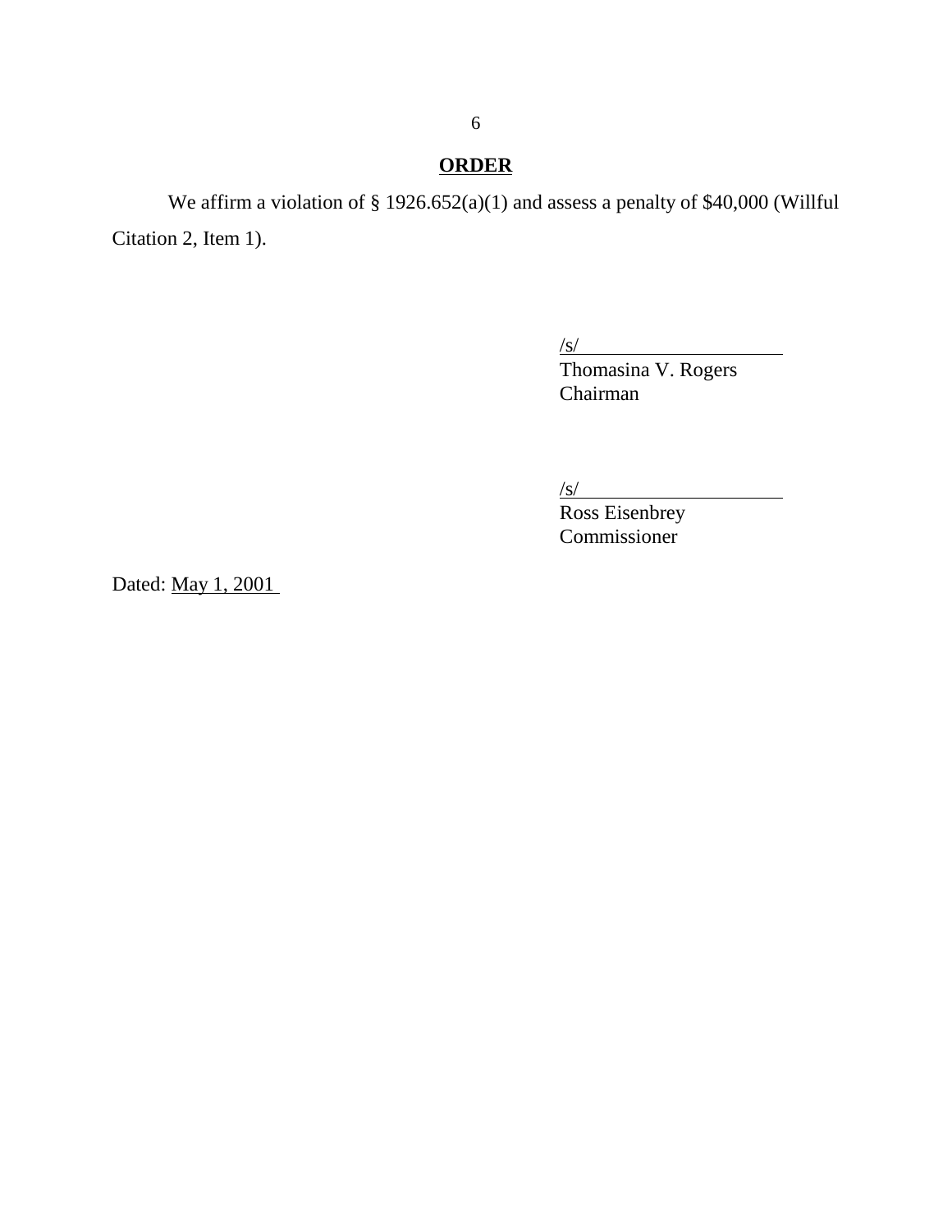## ORDER

We affirm a violation of § 1926.652(a)(1) and assess a penalty of $40,000 (Willful Citation 2, Item 1).

/s/
Thomasina V. Rogers
Chairman

/s/
Ross Eisenbrey
Commissioner

Dated: May 1, 2001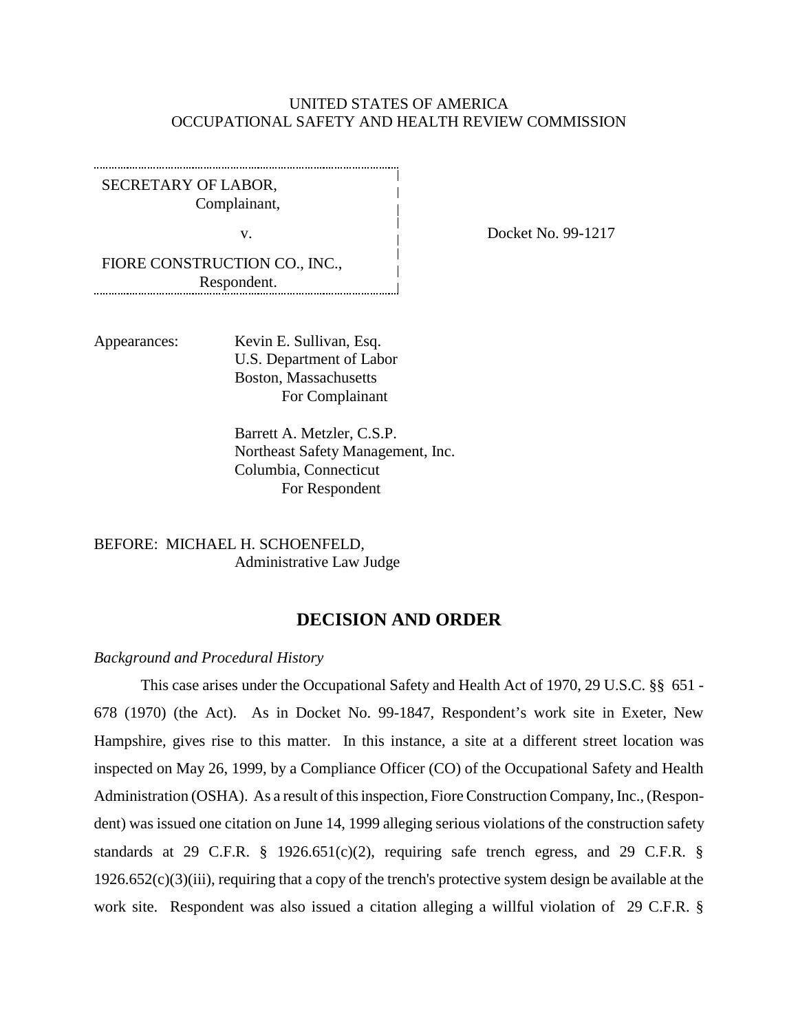UNITED STATES OF AMERICA
OCCUPATIONAL SAFETY AND HEALTH REVIEW COMMISSION

SECRETARY OF LABOR,
Complainant,

v.

FIORE CONSTRUCTION CO., INC.,
Respondent.

Docket No. 99-1217

Appearances: Kevin E. Sullivan, Esq.
U.S. Department of Labor
Boston, Massachusetts
For Complainant

Barrett A. Metzler, C.S.P.
Northeast Safety Management, Inc.
Columbia, Connecticut
For Respondent

BEFORE: MICHAEL H. SCHOENFELD,
Administrative Law Judge

## DECISION AND ORDER

*Background and Procedural History*

This case arises under the Occupational Safety and Health Act of 1970, 29 U.S.C. §§ 651 - 678 (1970) (the Act). As in Docket No. 99-1847, Respondent's work site in Exeter, New Hampshire, gives rise to this matter. In this instance, a site at a different street location was inspected on May 26, 1999, by a Compliance Officer (CO) of the Occupational Safety and Health Administration (OSHA). As a result of this inspection, Fiore Construction Company, Inc., (Respondent) was issued one citation on June 14, 1999 alleging serious violations of the construction safety standards at 29 C.F.R. § 1926.651(c)(2), requiring safe trench egress, and 29 C.F.R. § 1926.652(c)(3)(iii), requiring that a copy of the trench's protective system design be available at the work site. Respondent was also issued a citation alleging a willful violation of 29 C.F.R. §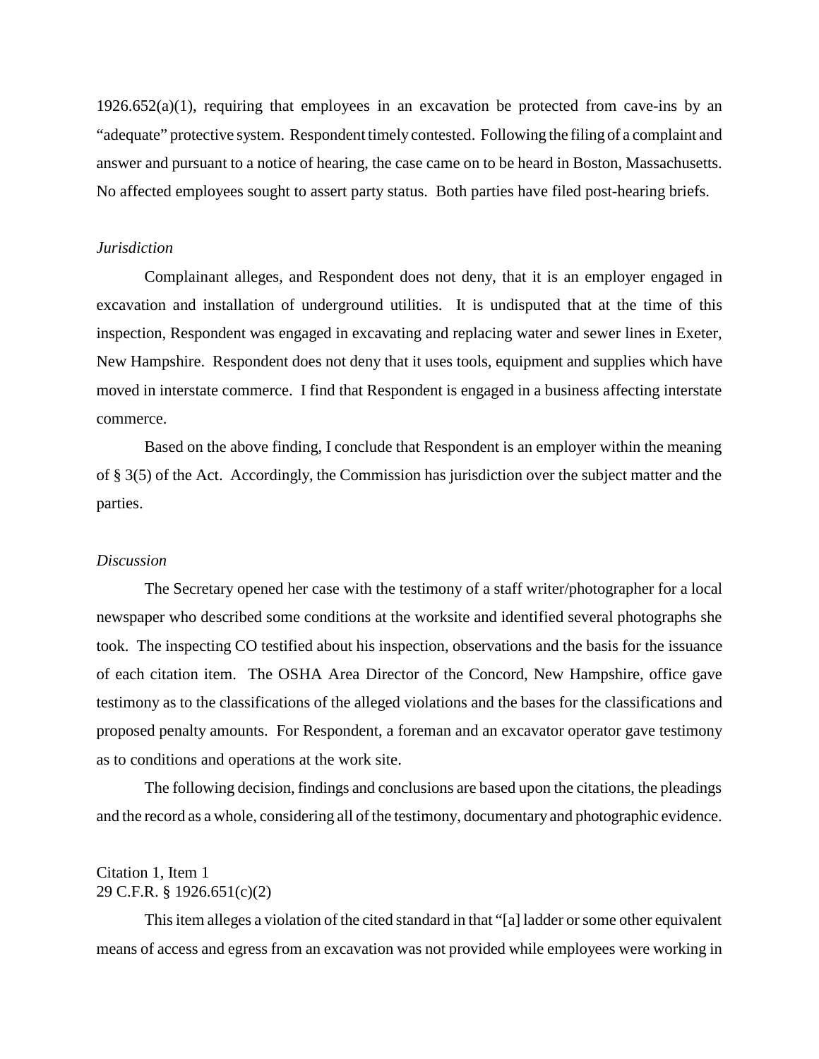1926.652(a)(1), requiring that employees in an excavation be protected from cave-ins by an "adequate" protective system. Respondent timely contested. Following the filing of a complaint and answer and pursuant to a notice of hearing, the case came on to be heard in Boston, Massachusetts. No affected employees sought to assert party status. Both parties have filed post-hearing briefs.

*Jurisdiction*

Complainant alleges, and Respondent does not deny, that it is an employer engaged in excavation and installation of underground utilities. It is undisputed that at the time of this inspection, Respondent was engaged in excavating and replacing water and sewer lines in Exeter, New Hampshire. Respondent does not deny that it uses tools, equipment and supplies which have moved in interstate commerce. I find that Respondent is engaged in a business affecting interstate commerce.

Based on the above finding, I conclude that Respondent is an employer within the meaning of § 3(5) of the Act. Accordingly, the Commission has jurisdiction over the subject matter and the parties.

*Discussion*

The Secretary opened her case with the testimony of a staff writer/photographer for a local newspaper who described some conditions at the worksite and identified several photographs she took. The inspecting CO testified about his inspection, observations and the basis for the issuance of each citation item. The OSHA Area Director of the Concord, New Hampshire, office gave testimony as to the classifications of the alleged violations and the bases for the classifications and proposed penalty amounts. For Respondent, a foreman and an excavator operator gave testimony as to conditions and operations at the work site.

The following decision, findings and conclusions are based upon the citations, the pleadings and the record as a whole, considering all of the testimony, documentary and photographic evidence.

Citation 1, Item 1
29 C.F.R. § 1926.651(c)(2)

This item alleges a violation of the cited standard in that "[a] ladder or some other equivalent means of access and egress from an excavation was not provided while employees were working in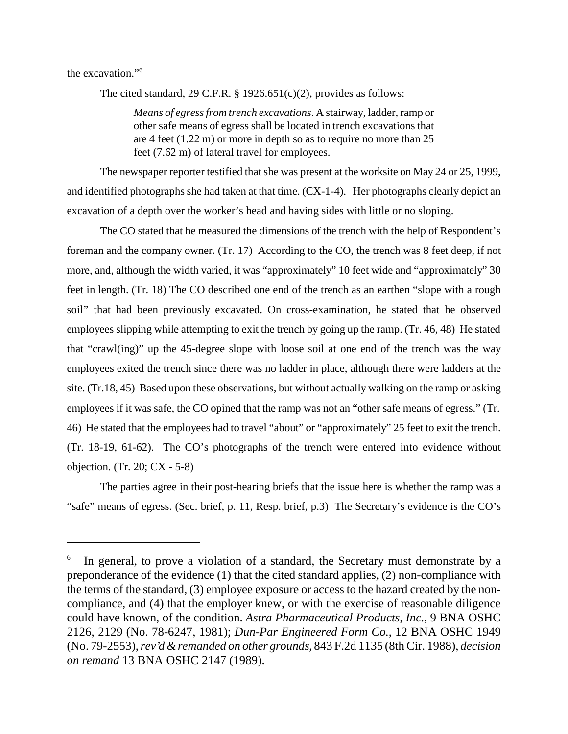the excavation."[6]

The cited standard, 29 C.F.R. § 1926.651(c)(2), provides as follows:

> *Means of egress from trench excavations*. A stairway, ladder, ramp or other safe means of egress shall be located in trench excavations that are 4 feet (1.22 m) or more in depth so as to require no more than 25 feet (7.62 m) of lateral travel for employees.

The newspaper reporter testified that she was present at the worksite on May 24 or 25, 1999, and identified photographs she had taken at that time. (CX-1-4). Her photographs clearly depict an excavation of a depth over the worker's head and having sides with little or no sloping.

The CO stated that he measured the dimensions of the trench with the help of Respondent's foreman and the company owner. (Tr. 17) According to the CO, the trench was 8 feet deep, if not more, and, although the width varied, it was "approximately" 10 feet wide and "approximately" 30 feet in length. (Tr. 18) The CO described one end of the trench as an earthen "slope with a rough soil" that had been previously excavated. On cross-examination, he stated that he observed employees slipping while attempting to exit the trench by going up the ramp. (Tr. 46, 48) He stated that "crawl(ing)" up the 45-degree slope with loose soil at one end of the trench was the way employees exited the trench since there was no ladder in place, although there were ladders at the site. (Tr.18, 45) Based upon these observations, but without actually walking on the ramp or asking employees if it was safe, the CO opined that the ramp was not an "other safe means of egress." (Tr. 46) He stated that the employees had to travel "about" or "approximately" 25 feet to exit the trench. (Tr. 18-19, 61-62). The CO's photographs of the trench were entered into evidence without objection. (Tr. 20; CX - 5-8)

The parties agree in their post-hearing briefs that the issue here is whether the ramp was a "safe" means of egress. (Sec. brief, p. 11, Resp. brief, p.3) The Secretary's evidence is the CO's

---

[6] In general, to prove a violation of a standard, the Secretary must demonstrate by a preponderance of the evidence (1) that the cited standard applies, (2) non-compliance with the terms of the standard, (3) employee exposure or access to the hazard created by the non-compliance, and (4) that the employer knew, or with the exercise of reasonable diligence could have known, of the condition. *Astra Pharmaceutical Products, Inc.*, 9 BNA OSHC 2126, 2129 (No. 78-6247, 1981); *Dun-Par Engineered Form Co.*, 12 BNA OSHC 1949 (No. 79-2553), *rev'd & remanded on other grounds*, 843 F.2d 1135 (8th Cir. 1988), *decision on remand* 13 BNA OSHC 2147 (1989).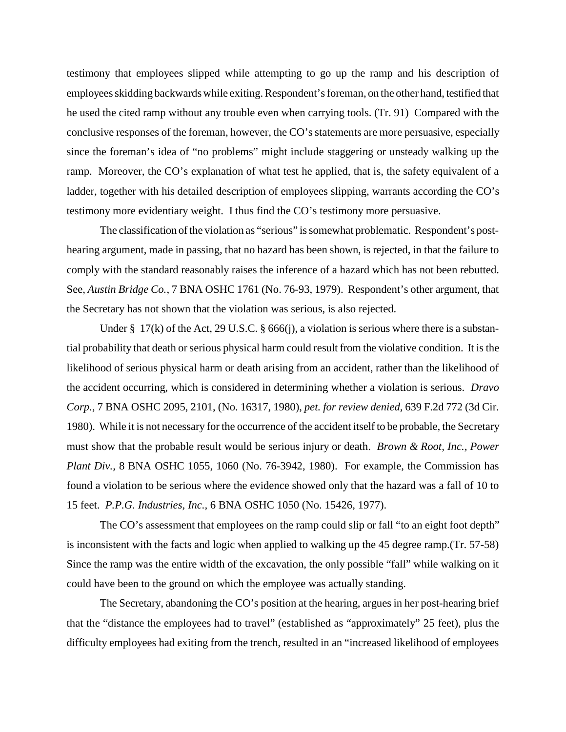testimony that employees slipped while attempting to go up the ramp and his description of employees skidding backwards while exiting. Respondent's foreman, on the other hand, testified that he used the cited ramp without any trouble even when carrying tools. (Tr. 91) Compared with the conclusive responses of the foreman, however, the CO's statements are more persuasive, especially since the foreman's idea of "no problems" might include staggering or unsteady walking up the ramp. Moreover, the CO's explanation of what test he applied, that is, the safety equivalent of a ladder, together with his detailed description of employees slipping, warrants according the CO's testimony more evidentiary weight. I thus find the CO's testimony more persuasive.

The classification of the violation as "serious" is somewhat problematic. Respondent's post-hearing argument, made in passing, that no hazard has been shown, is rejected, in that the failure to comply with the standard reasonably raises the inference of a hazard which has not been rebutted. See, *Austin Bridge Co.*, 7 BNA OSHC 1761 (No. 76-93, 1979). Respondent's other argument, that the Secretary has not shown that the violation was serious, is also rejected.

Under § 17(k) of the Act, 29 U.S.C. § 666(j), a violation is serious where there is a substantial probability that death or serious physical harm could result from the violative condition. It is the likelihood of serious physical harm or death arising from an accident, rather than the likelihood of the accident occurring, which is considered in determining whether a violation is serious. *Dravo Corp.*, 7 BNA OSHC 2095, 2101, (No. 16317, 1980), *pet. for review denied*, 639 F.2d 772 (3d Cir. 1980). While it is not necessary for the occurrence of the accident itself to be probable, the Secretary must show that the probable result would be serious injury or death. *Brown & Root, Inc., Power Plant Div.*, 8 BNA OSHC 1055, 1060 (No. 76-3942, 1980). For example, the Commission has found a violation to be serious where the evidence showed only that the hazard was a fall of 10 to 15 feet. *P.P.G. Industries, Inc.*, 6 BNA OSHC 1050 (No. 15426, 1977).

The CO's assessment that employees on the ramp could slip or fall "to an eight foot depth" is inconsistent with the facts and logic when applied to walking up the 45 degree ramp.(Tr. 57-58) Since the ramp was the entire width of the excavation, the only possible "fall" while walking on it could have been to the ground on which the employee was actually standing.

The Secretary, abandoning the CO's position at the hearing, argues in her post-hearing brief that the "distance the employees had to travel" (established as "approximately" 25 feet), plus the difficulty employees had exiting from the trench, resulted in an "increased likelihood of employees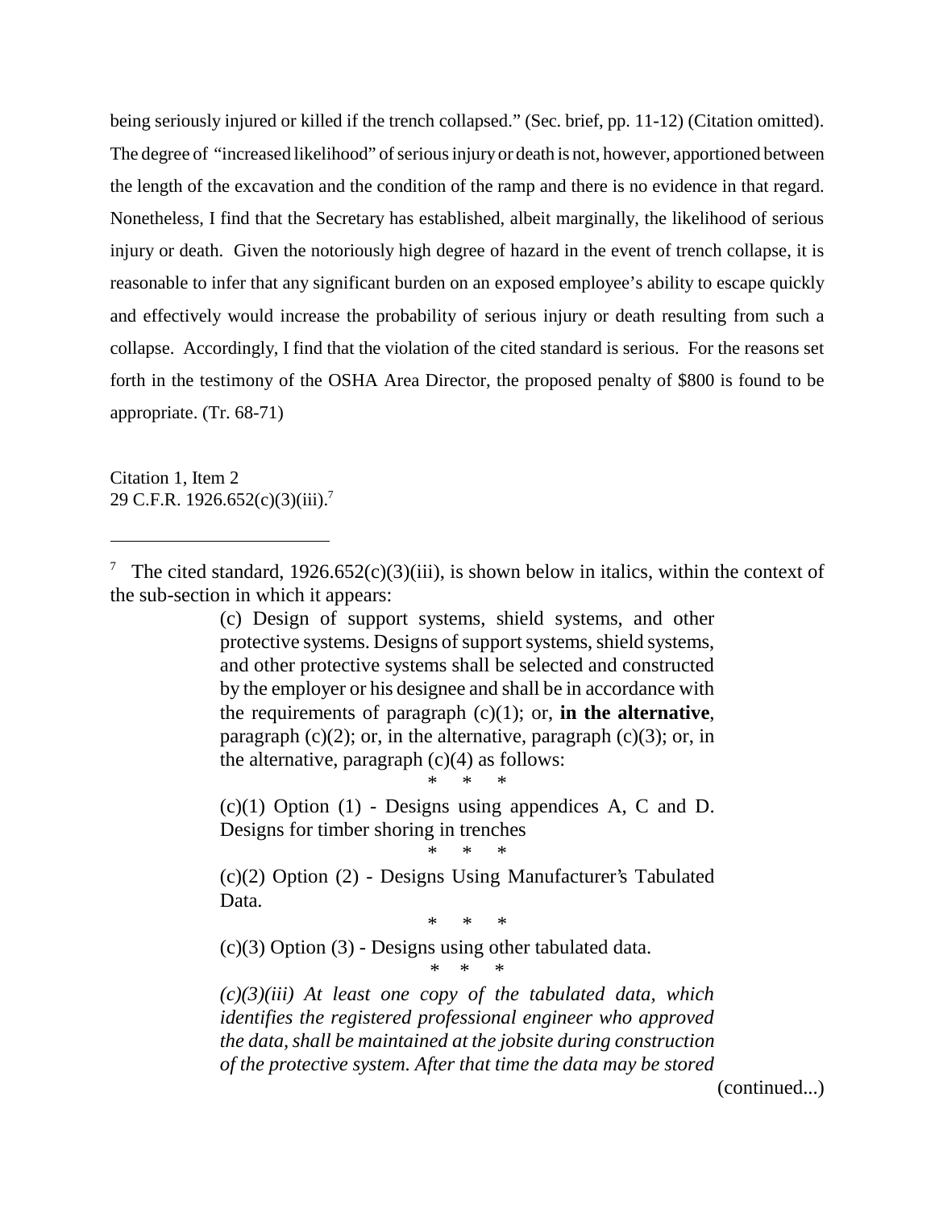being seriously injured or killed if the trench collapsed." (Sec. brief, pp. 11-12) (Citation omitted). The degree of "increased likelihood" of serious injury or death is not, however, apportioned between the length of the excavation and the condition of the ramp and there is no evidence in that regard. Nonetheless, I find that the Secretary has established, albeit marginally, the likelihood of serious injury or death. Given the notoriously high degree of hazard in the event of trench collapse, it is reasonable to infer that any significant burden on an exposed employee's ability to escape quickly and effectively would increase the probability of serious injury or death resulting from such a collapse. Accordingly, I find that the violation of the cited standard is serious. For the reasons set forth in the testimony of the OSHA Area Director, the proposed penalty of $800 is found to be appropriate. (Tr. 68-71)

Citation 1, Item 2
29 C.F.R. 1926.652(c)(3)(iii).[7]

---

[7] The cited standard, 1926.652(c)(3)(iii), is shown below in italics, within the context of the sub-section in which it appears:

> (c) Design of support systems, shield systems, and other protective systems. Designs of support systems, shield systems, and other protective systems shall be selected and constructed by the employer or his designee and shall be in accordance with the requirements of paragraph (c)(1); or, **in the alternative**, paragraph (c)(2); or, in the alternative, paragraph (c)(3); or, in the alternative, paragraph (c)(4) as follows:
>
> \* \* \*
>
> (c)(1) Option (1) - Designs using appendices A, C and D. Designs for timber shoring in trenches
>
> \* \* \*
>
> (c)(2) Option (2) - Designs Using Manufacturer's Tabulated Data.
>
> \* \* \*
>
> (c)(3) Option (3) - Designs using other tabulated data.
>
> \* \* \*
>
> *(c)(3)(iii) At least one copy of the tabulated data, which identifies the registered professional engineer who approved the data, shall be maintained at the jobsite during construction of the protective system. After that time the data may be stored*

(continued...)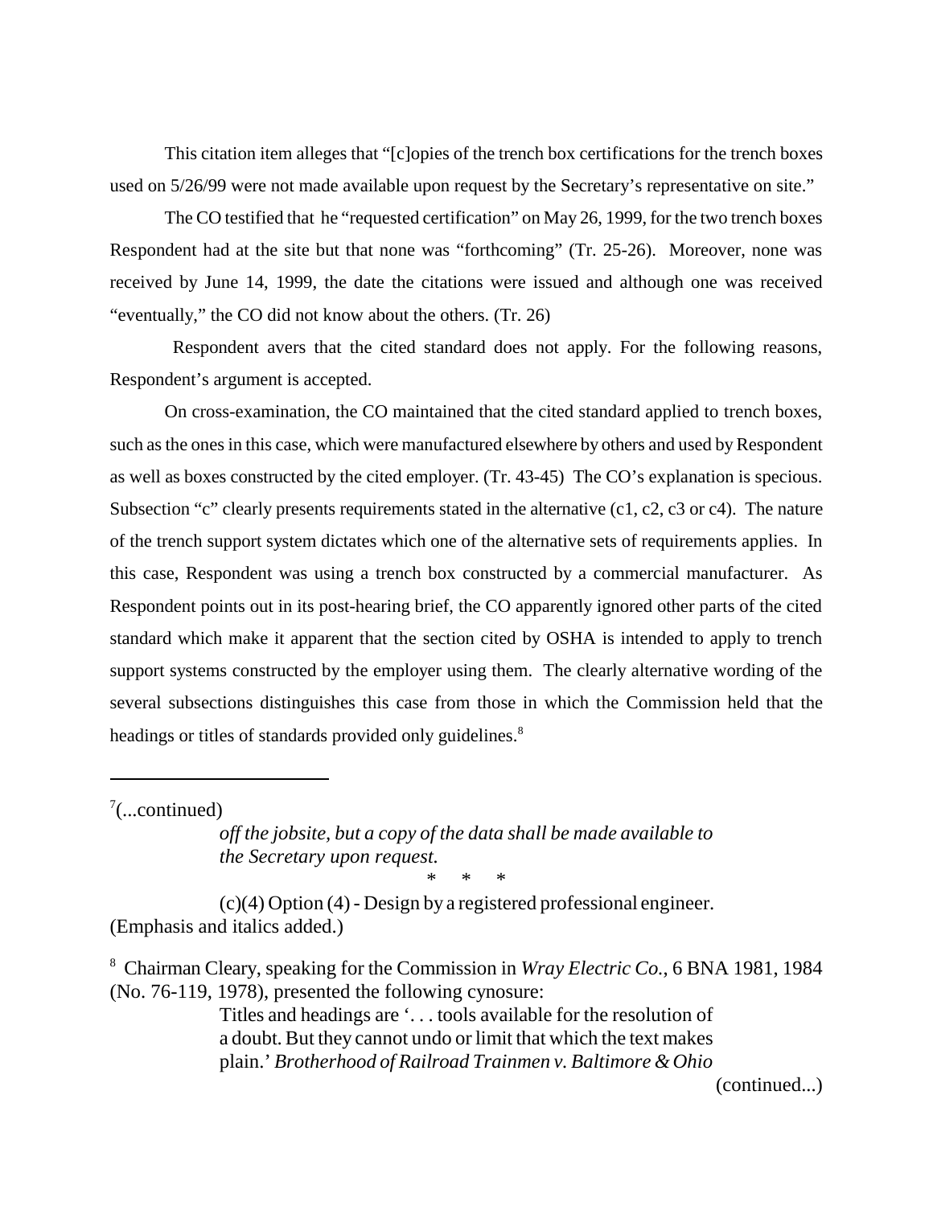This citation item alleges that "[c]opies of the trench box certifications for the trench boxes used on 5/26/99 were not made available upon request by the Secretary's representative on site."

The CO testified that he "requested certification" on May 26, 1999, for the two trench boxes Respondent had at the site but that none was "forthcoming" (Tr. 25-26). Moreover, none was received by June 14, 1999, the date the citations were issued and although one was received "eventually," the CO did not know about the others. (Tr. 26)

Respondent avers that the cited standard does not apply. For the following reasons, Respondent's argument is accepted.

On cross-examination, the CO maintained that the cited standard applied to trench boxes, such as the ones in this case, which were manufactured elsewhere by others and used by Respondent as well as boxes constructed by the cited employer. (Tr. 43-45) The CO's explanation is specious. Subsection "c" clearly presents requirements stated in the alternative (c1, c2, c3 or c4). The nature of the trench support system dictates which one of the alternative sets of requirements applies. In this case, Respondent was using a trench box constructed by a commercial manufacturer. As Respondent points out in its post-hearing brief, the CO apparently ignored other parts of the cited standard which make it apparent that the section cited by OSHA is intended to apply to trench support systems constructed by the employer using them. The clearly alternative wording of the several subsections distinguishes this case from those in which the Commission held that the headings or titles of standards provided only guidelines.[8]

---

[7](...continued)

> *off the jobsite, but a copy of the data shall be made available to the Secretary upon request.*
>
> \* \* \*
>
> (c)(4) Option (4) - Design by a registered professional engineer.

(Emphasis and italics added.)

[8] Chairman Cleary, speaking for the Commission in *Wray Electric Co.*, 6 BNA 1981, 1984 (No. 76-119, 1978), presented the following cynosure:

> Titles and headings are '. . . tools available for the resolution of a doubt. But they cannot undo or limit that which the text makes plain.' *Brotherhood of Railroad Trainmen v. Baltimore & Ohio*

(continued...)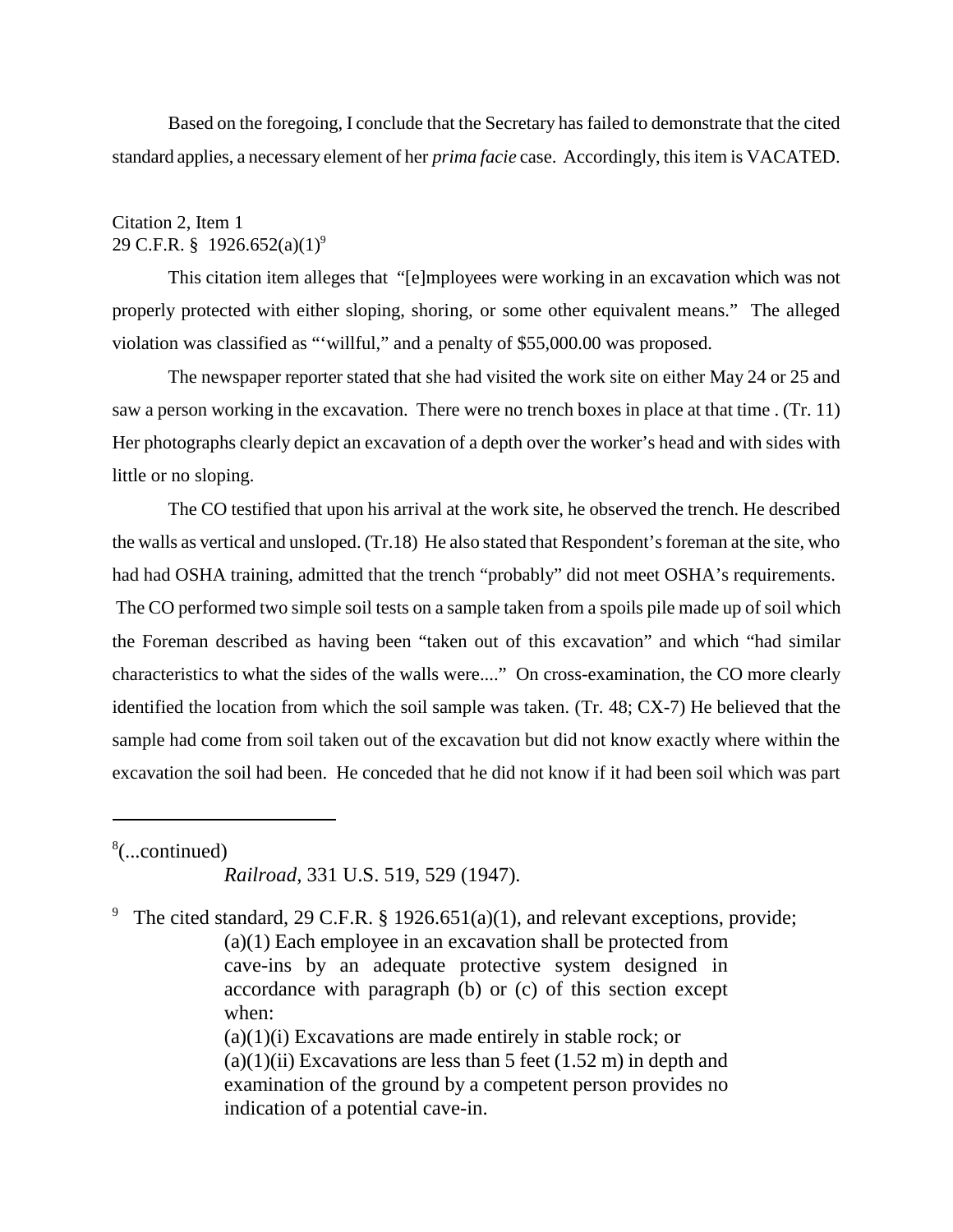Based on the foregoing, I conclude that the Secretary has failed to demonstrate that the cited standard applies, a necessary element of her *prima facie* case. Accordingly, this item is VACATED.

Citation 2, Item 1
29 C.F.R. § 1926.652(a)(1)[9]

This citation item alleges that "[e]mployees were working in an excavation which was not properly protected with either sloping, shoring, or some other equivalent means." The alleged violation was classified as "'willful," and a penalty of $55,000.00 was proposed.

The newspaper reporter stated that she had visited the work site on either May 24 or 25 and saw a person working in the excavation. There were no trench boxes in place at that time . (Tr. 11) Her photographs clearly depict an excavation of a depth over the worker's head and with sides with little or no sloping.

The CO testified that upon his arrival at the work site, he observed the trench. He described the walls as vertical and unsloped. (Tr.18) He also stated that Respondent's foreman at the site, who had had OSHA training, admitted that the trench "probably" did not meet OSHA's requirements. The CO performed two simple soil tests on a sample taken from a spoils pile made up of soil which the Foreman described as having been "taken out of this excavation" and which "had similar characteristics to what the sides of the walls were...." On cross-examination, the CO more clearly identified the location from which the soil sample was taken. (Tr. 48; CX-7) He believed that the sample had come from soil taken out of the excavation but did not know exactly where within the excavation the soil had been. He conceded that he did not know if it had been soil which was part

---

[8](...continued)
*Railroad*, 331 U.S. 519, 529 (1947).

[9] The cited standard, 29 C.F.R. § 1926.651(a)(1), and relevant exceptions, provide;

> (a)(1) Each employee in an excavation shall be protected from cave-ins by an adequate protective system designed in accordance with paragraph (b) or (c) of this section except when:
> (a)(1)(i) Excavations are made entirely in stable rock; or
> (a)(1)(ii) Excavations are less than 5 feet (1.52 m) in depth and examination of the ground by a competent person provides no indication of a potential cave-in.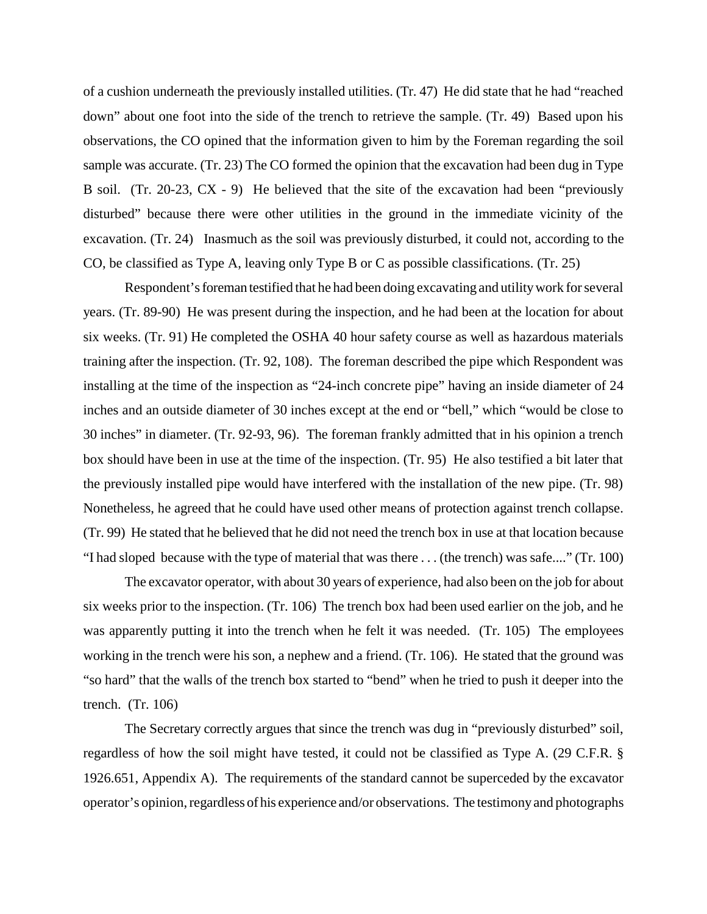of a cushion underneath the previously installed utilities. (Tr. 47) He did state that he had "reached down" about one foot into the side of the trench to retrieve the sample. (Tr. 49) Based upon his observations, the CO opined that the information given to him by the Foreman regarding the soil sample was accurate. (Tr. 23) The CO formed the opinion that the excavation had been dug in Type B soil. (Tr. 20-23, CX - 9) He believed that the site of the excavation had been "previously disturbed" because there were other utilities in the ground in the immediate vicinity of the excavation. (Tr. 24) Inasmuch as the soil was previously disturbed, it could not, according to the CO, be classified as Type A, leaving only Type B or C as possible classifications. (Tr. 25)

Respondent's foreman testified that he had been doing excavating and utility work for several years. (Tr. 89-90) He was present during the inspection, and he had been at the location for about six weeks. (Tr. 91) He completed the OSHA 40 hour safety course as well as hazardous materials training after the inspection. (Tr. 92, 108). The foreman described the pipe which Respondent was installing at the time of the inspection as "24-inch concrete pipe" having an inside diameter of 24 inches and an outside diameter of 30 inches except at the end or "bell," which "would be close to 30 inches" in diameter. (Tr. 92-93, 96). The foreman frankly admitted that in his opinion a trench box should have been in use at the time of the inspection. (Tr. 95) He also testified a bit later that the previously installed pipe would have interfered with the installation of the new pipe. (Tr. 98) Nonetheless, he agreed that he could have used other means of protection against trench collapse. (Tr. 99) He stated that he believed that he did not need the trench box in use at that location because "I had sloped because with the type of material that was there . . . (the trench) was safe...." (Tr. 100)

The excavator operator, with about 30 years of experience, had also been on the job for about six weeks prior to the inspection. (Tr. 106) The trench box had been used earlier on the job, and he was apparently putting it into the trench when he felt it was needed. (Tr. 105) The employees working in the trench were his son, a nephew and a friend. (Tr. 106). He stated that the ground was "so hard" that the walls of the trench box started to "bend" when he tried to push it deeper into the trench. (Tr. 106)

The Secretary correctly argues that since the trench was dug in "previously disturbed" soil, regardless of how the soil might have tested, it could not be classified as Type A. (29 C.F.R. § 1926.651, Appendix A). The requirements of the standard cannot be superceded by the excavator operator's opinion, regardless of his experience and/or observations. The testimony and photographs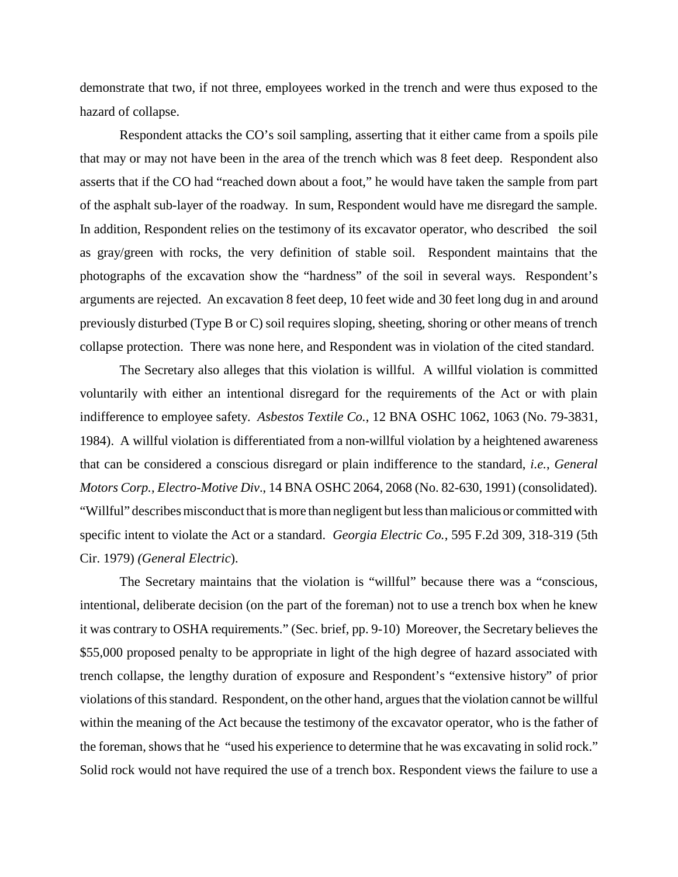demonstrate that two, if not three, employees worked in the trench and were thus exposed to the hazard of collapse.

Respondent attacks the CO's soil sampling, asserting that it either came from a spoils pile that may or may not have been in the area of the trench which was 8 feet deep. Respondent also asserts that if the CO had "reached down about a foot," he would have taken the sample from part of the asphalt sub-layer of the roadway. In sum, Respondent would have me disregard the sample. In addition, Respondent relies on the testimony of its excavator operator, who described the soil as gray/green with rocks, the very definition of stable soil. Respondent maintains that the photographs of the excavation show the "hardness" of the soil in several ways. Respondent's arguments are rejected. An excavation 8 feet deep, 10 feet wide and 30 feet long dug in and around previously disturbed (Type B or C) soil requires sloping, sheeting, shoring or other means of trench collapse protection. There was none here, and Respondent was in violation of the cited standard.

The Secretary also alleges that this violation is willful. A willful violation is committed voluntarily with either an intentional disregard for the requirements of the Act or with plain indifference to employee safety. *Asbestos Textile Co.*, 12 BNA OSHC 1062, 1063 (No. 79-3831, 1984). A willful violation is differentiated from a non-willful violation by a heightened awareness that can be considered a conscious disregard or plain indifference to the standard, *i.e.*, *General Motors Corp., Electro-Motive Div*., 14 BNA OSHC 2064, 2068 (No. 82-630, 1991) (consolidated). "Willful" describes misconduct that is more than negligent but less than malicious or committed with specific intent to violate the Act or a standard. *Georgia Electric Co.*, 595 F.2d 309, 318-319 (5th Cir. 1979) *(General Electric*).

The Secretary maintains that the violation is "willful" because there was a "conscious, intentional, deliberate decision (on the part of the foreman) not to use a trench box when he knew it was contrary to OSHA requirements." (Sec. brief, pp. 9-10) Moreover, the Secretary believes the $55,000 proposed penalty to be appropriate in light of the high degree of hazard associated with trench collapse, the lengthy duration of exposure and Respondent's "extensive history" of prior violations of this standard. Respondent, on the other hand, argues that the violation cannot be willful within the meaning of the Act because the testimony of the excavator operator, who is the father of the foreman, shows that he "used his experience to determine that he was excavating in solid rock." Solid rock would not have required the use of a trench box. Respondent views the failure to use a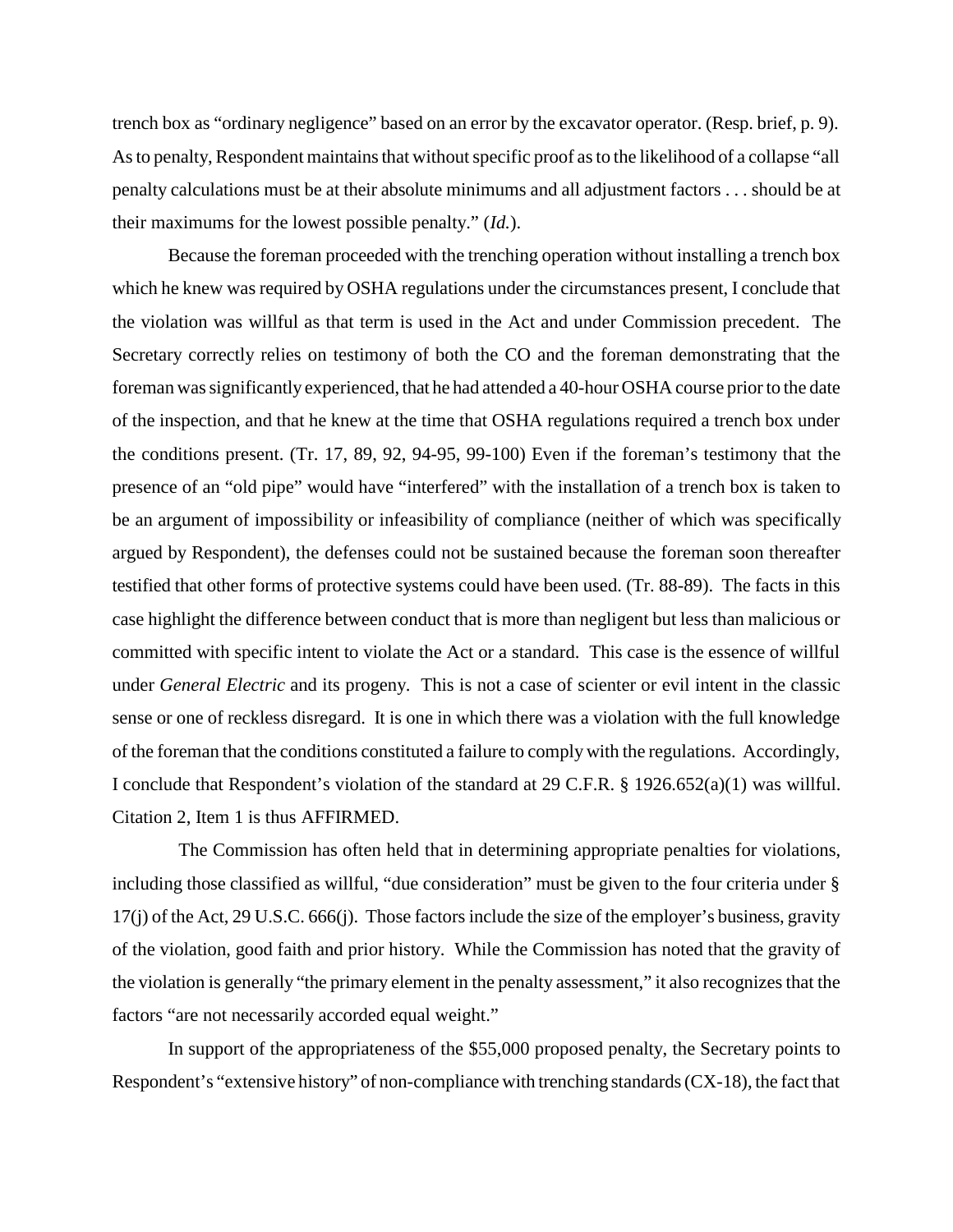trench box as "ordinary negligence" based on an error by the excavator operator. (Resp. brief, p. 9). As to penalty, Respondent maintains that without specific proof as to the likelihood of a collapse "all penalty calculations must be at their absolute minimums and all adjustment factors . . . should be at their maximums for the lowest possible penalty." (*Id.*).

Because the foreman proceeded with the trenching operation without installing a trench box which he knew was required by OSHA regulations under the circumstances present, I conclude that the violation was willful as that term is used in the Act and under Commission precedent. The Secretary correctly relies on testimony of both the CO and the foreman demonstrating that the foreman was significantly experienced, that he had attended a 40-hour OSHA course prior to the date of the inspection, and that he knew at the time that OSHA regulations required a trench box under the conditions present. (Tr. 17, 89, 92, 94-95, 99-100) Even if the foreman's testimony that the presence of an "old pipe" would have "interfered" with the installation of a trench box is taken to be an argument of impossibility or infeasibility of compliance (neither of which was specifically argued by Respondent), the defenses could not be sustained because the foreman soon thereafter testified that other forms of protective systems could have been used. (Tr. 88-89). The facts in this case highlight the difference between conduct that is more than negligent but less than malicious or committed with specific intent to violate the Act or a standard. This case is the essence of willful under *General Electric* and its progeny. This is not a case of scienter or evil intent in the classic sense or one of reckless disregard. It is one in which there was a violation with the full knowledge of the foreman that the conditions constituted a failure to comply with the regulations. Accordingly, I conclude that Respondent's violation of the standard at 29 C.F.R. § 1926.652(a)(1) was willful. Citation 2, Item 1 is thus AFFIRMED.

The Commission has often held that in determining appropriate penalties for violations, including those classified as willful, "due consideration" must be given to the four criteria under § 17(j) of the Act, 29 U.S.C. 666(j). Those factors include the size of the employer's business, gravity of the violation, good faith and prior history. While the Commission has noted that the gravity of the violation is generally "the primary element in the penalty assessment," it also recognizes that the factors "are not necessarily accorded equal weight."

In support of the appropriateness of the $55,000 proposed penalty, the Secretary points to Respondent's "extensive history" of non-compliance with trenching standards (CX-18), the fact that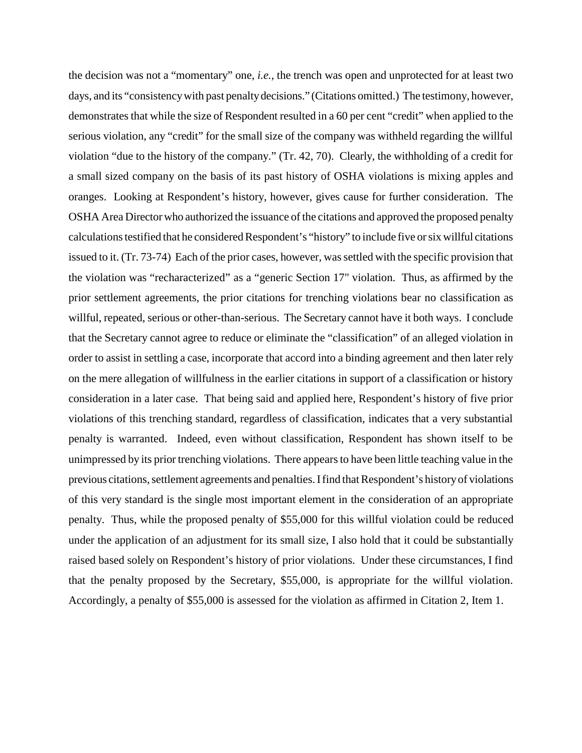the decision was not a "momentary" one, *i.e.*, the trench was open and unprotected for at least two days, and its "consistency with past penalty decisions." (Citations omitted.) The testimony, however, demonstrates that while the size of Respondent resulted in a 60 per cent "credit" when applied to the serious violation, any "credit" for the small size of the company was withheld regarding the willful violation "due to the history of the company." (Tr. 42, 70). Clearly, the withholding of a credit for a small sized company on the basis of its past history of OSHA violations is mixing apples and oranges. Looking at Respondent's history, however, gives cause for further consideration. The OSHA Area Director who authorized the issuance of the citations and approved the proposed penalty calculations testified that he considered Respondent's "history" to include five or six willful citations issued to it. (Tr. 73-74) Each of the prior cases, however, was settled with the specific provision that the violation was "recharacterized" as a "generic Section 17" violation. Thus, as affirmed by the prior settlement agreements, the prior citations for trenching violations bear no classification as willful, repeated, serious or other-than-serious. The Secretary cannot have it both ways. I conclude that the Secretary cannot agree to reduce or eliminate the "classification" of an alleged violation in order to assist in settling a case, incorporate that accord into a binding agreement and then later rely on the mere allegation of willfulness in the earlier citations in support of a classification or history consideration in a later case. That being said and applied here, Respondent's history of five prior violations of this trenching standard, regardless of classification, indicates that a very substantial penalty is warranted. Indeed, even without classification, Respondent has shown itself to be unimpressed by its prior trenching violations. There appears to have been little teaching value in the previous citations, settlement agreements and penalties. I find that Respondent's history of violations of this very standard is the single most important element in the consideration of an appropriate penalty. Thus, while the proposed penalty of $55,000 for this willful violation could be reduced under the application of an adjustment for its small size, I also hold that it could be substantially raised based solely on Respondent's history of prior violations. Under these circumstances, I find that the penalty proposed by the Secretary, $55,000, is appropriate for the willful violation. Accordingly, a penalty of $55,000 is assessed for the violation as affirmed in Citation 2, Item 1.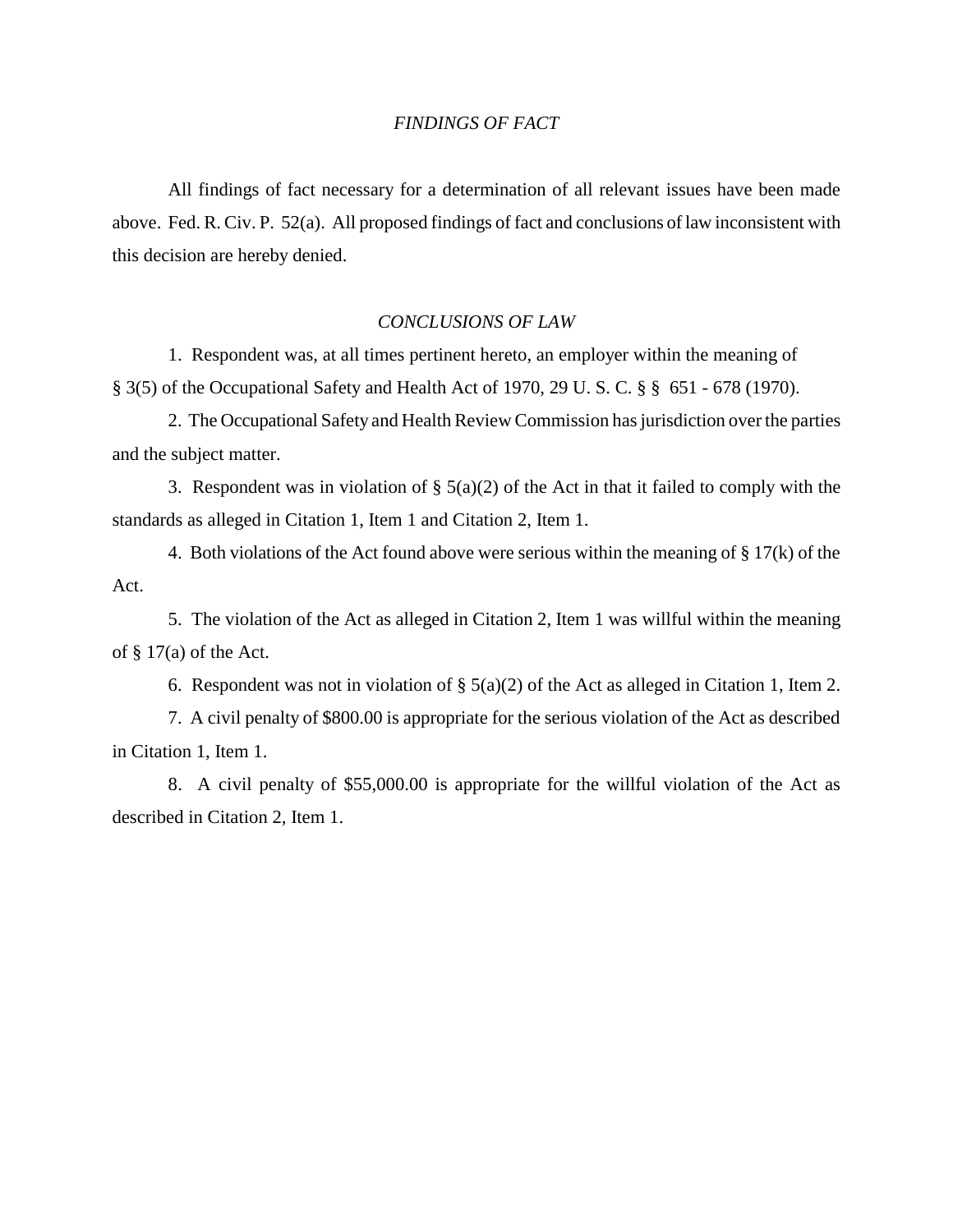## *FINDINGS OF FACT*

All findings of fact necessary for a determination of all relevant issues have been made above. Fed. R. Civ. P. 52(a). All proposed findings of fact and conclusions of law inconsistent with this decision are hereby denied.

## *CONCLUSIONS OF LAW*

1. Respondent was, at all times pertinent hereto, an employer within the meaning of § 3(5) of the Occupational Safety and Health Act of 1970, 29 U. S. C. § § 651 - 678 (1970).

2. The Occupational Safety and Health Review Commission has jurisdiction over the parties and the subject matter.

3. Respondent was in violation of § 5(a)(2) of the Act in that it failed to comply with the standards as alleged in Citation 1, Item 1 and Citation 2, Item 1.

4. Both violations of the Act found above were serious within the meaning of § 17(k) of the Act.

5. The violation of the Act as alleged in Citation 2, Item 1 was willful within the meaning of § 17(a) of the Act.

6. Respondent was not in violation of § 5(a)(2) of the Act as alleged in Citation 1, Item 2.

7. A civil penalty of $800.00 is appropriate for the serious violation of the Act as described in Citation 1, Item 1.

8. A civil penalty of $55,000.00 is appropriate for the willful violation of the Act as described in Citation 2, Item 1.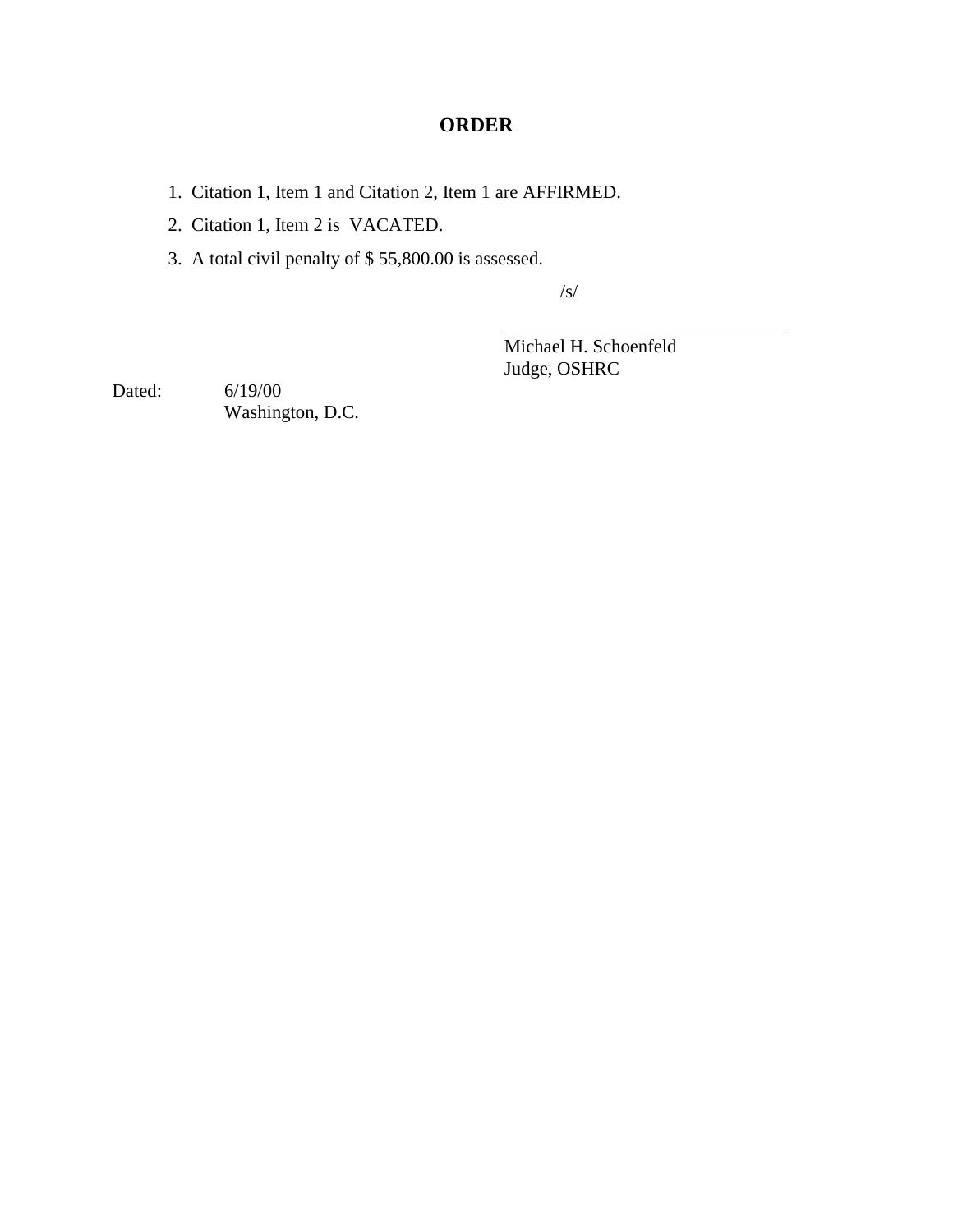# ORDER

1. Citation 1, Item 1 and Citation 2, Item 1 are AFFIRMED.
2. Citation 1, Item 2 is VACATED.
3. A total civil penalty of $ 55,800.00 is assessed.

/s/

Michael H. Schoenfeld
Judge, OSHRC

Dated: 6/19/00
Washington, D.C.